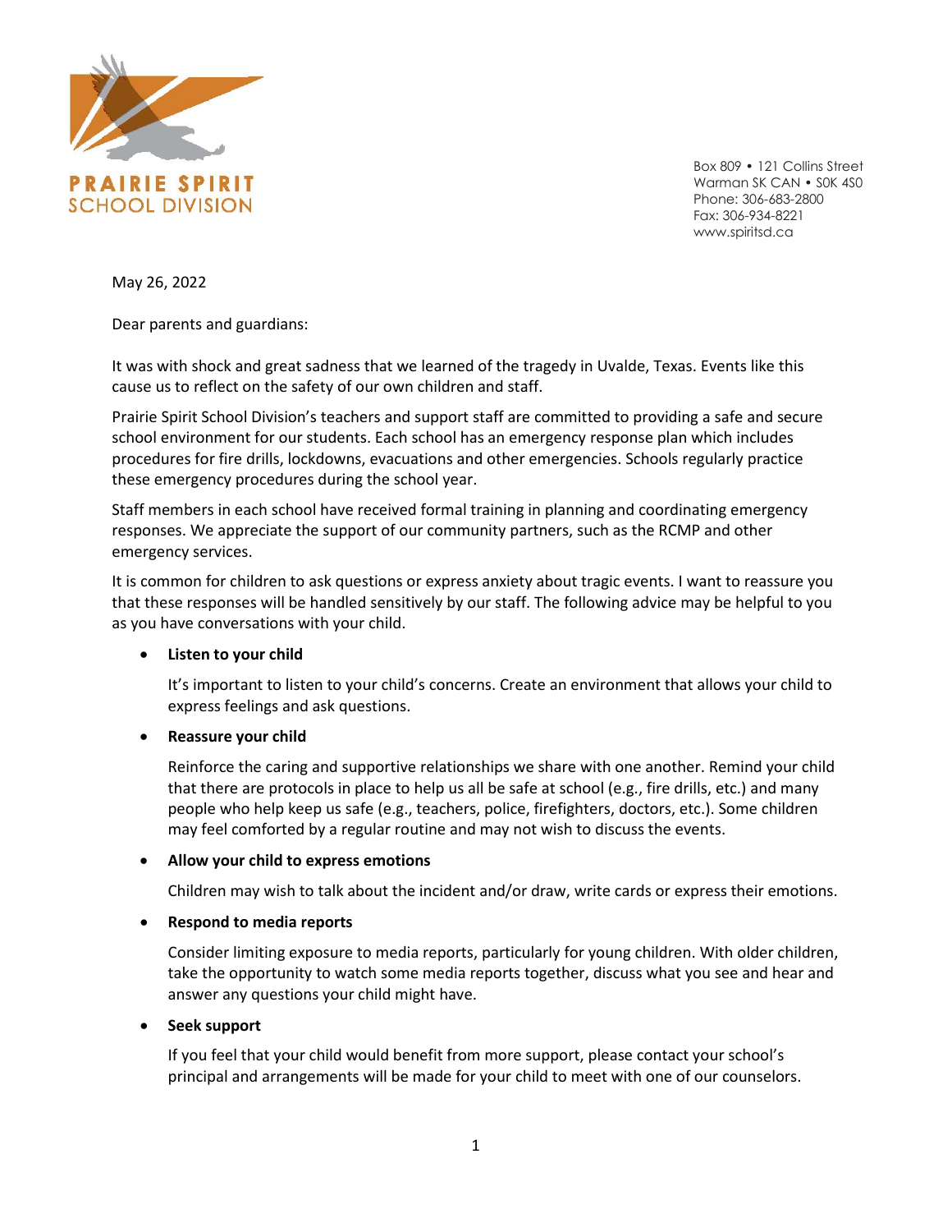PRAIRIE SPIRIT SCHOOL DIVISION

Box 809 • 121 Collins Street
Warman SK CAN • S0K 4S0
Phone: 306-683-2800
Fax: 306-934-8221
www.spiritsd.ca

May 26, 2022

Dear parents and guardians:

It was with shock and great sadness that we learned of the tragedy in Uvalde, Texas. Events like this cause us to reflect on the safety of our own children and staff.

Prairie Spirit School Division's teachers and support staff are committed to providing a safe and secure school environment for our students. Each school has an emergency response plan which includes procedures for fire drills, lockdowns, evacuations and other emergencies. Schools regularly practice these emergency procedures during the school year.

Staff members in each school have received formal training in planning and coordinating emergency responses. We appreciate the support of our community partners, such as the RCMP and other emergency services.

It is common for children to ask questions or express anxiety about tragic events. I want to reassure you that these responses will be handled sensitively by our staff. The following advice may be helpful to you as you have conversations with your child.

- **Listen to your child**

  It's important to listen to your child's concerns. Create an environment that allows your child to express feelings and ask questions.

- **Reassure your child**

  Reinforce the caring and supportive relationships we share with one another. Remind your child that there are protocols in place to help us all be safe at school (e.g., fire drills, etc.) and many people who help keep us safe (e.g., teachers, police, firefighters, doctors, etc.). Some children may feel comforted by a regular routine and may not wish to discuss the events.

- **Allow your child to express emotions**

  Children may wish to talk about the incident and/or draw, write cards or express their emotions.

- **Respond to media reports**

  Consider limiting exposure to media reports, particularly for young children. With older children, take the opportunity to watch some media reports together, discuss what you see and hear and answer any questions your child might have.

- **Seek support**

  If you feel that your child would benefit from more support, please contact your school's principal and arrangements will be made for your child to meet with one of our counselors.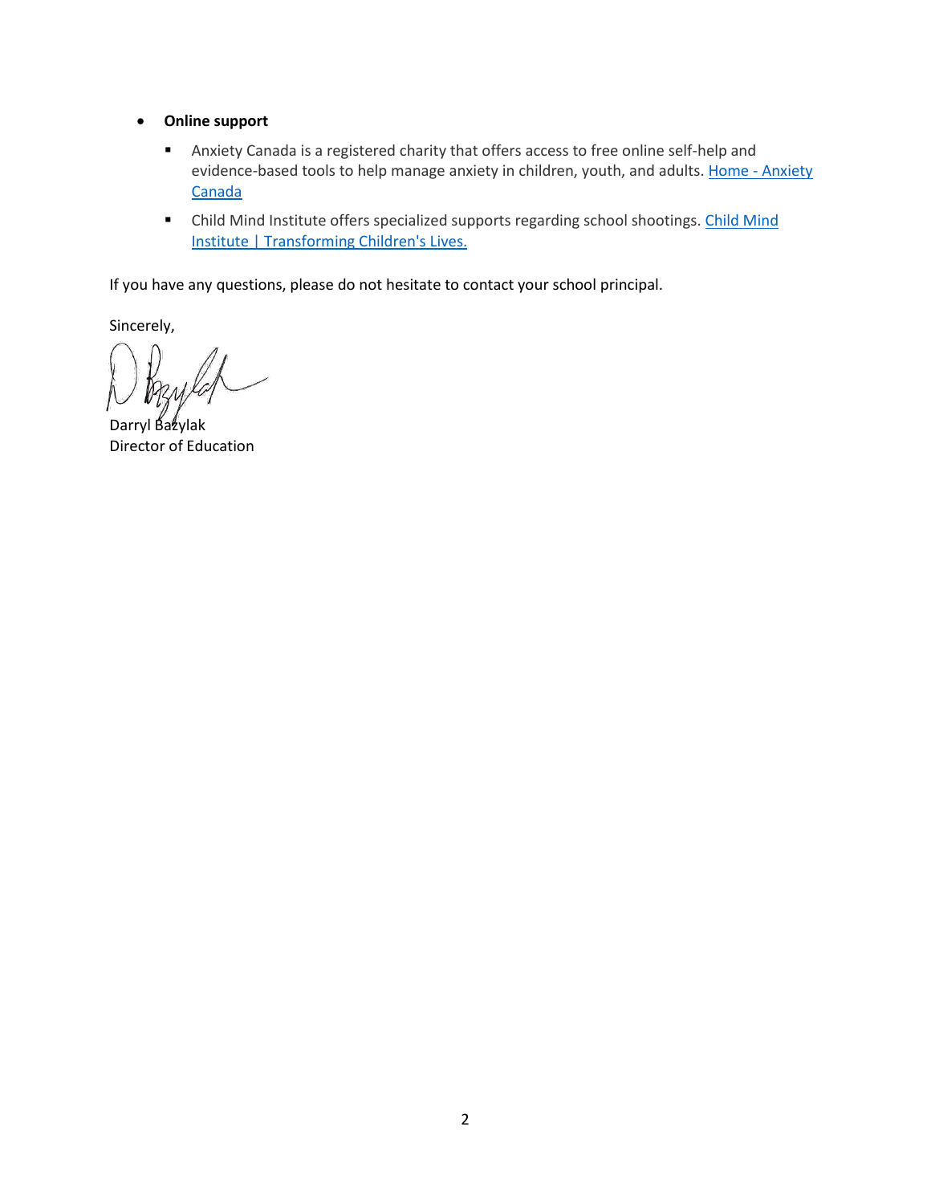- **Online support**
  - Anxiety Canada is a registered charity that offers access to free online self-help and evidence-based tools to help manage anxiety in children, youth, and adults. [Home - Anxiety Canada]
  - Child Mind Institute offers specialized supports regarding school shootings. [Child Mind Institute | Transforming Children's Lives.]

If you have any questions, please do not hesitate to contact your school principal.

Sincerely,

Darryl Bazylak
Director of Education